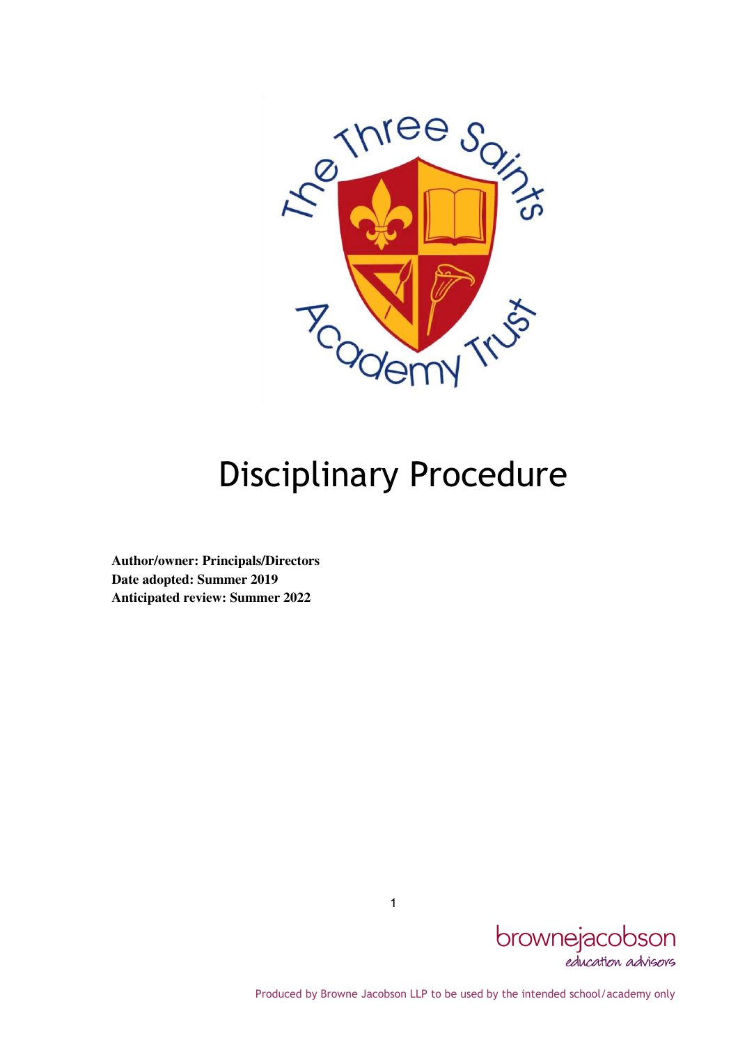# Disciplinary Procedure

**Author/owner: Principals/Directors**
**Date adopted: Summer 2019**
**Anticipated review: Summer 2022**

Produced by Browne Jacobson LLP to be used by the intended school/academy only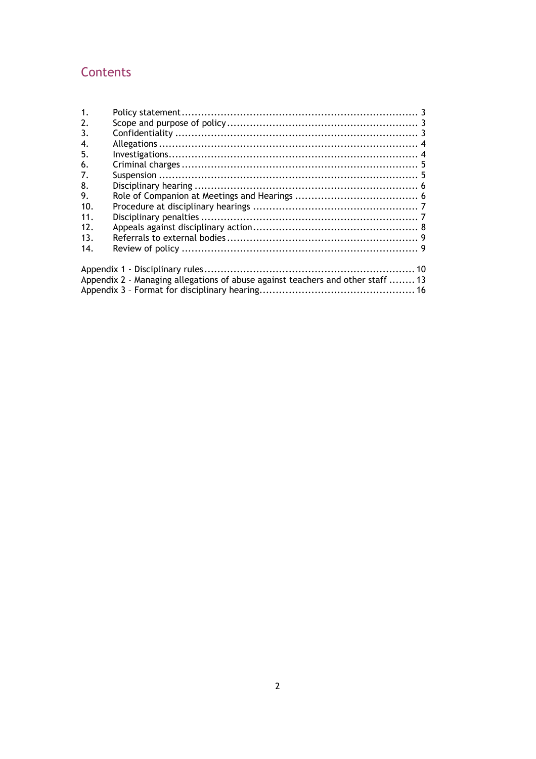# Contents

1. Policy statement ........................................................................ 3
2. Scope and purpose of policy ........................................................... 3
3. Confidentiality ........................................................................... 3
4. Allegations ................................................................................ 4
5. Investigations ............................................................................. 4
6. Criminal charges ......................................................................... 5
7. Suspension ................................................................................ 5
8. Disciplinary hearing ..................................................................... 6
9. Role of Companion at Meetings and Hearings ..................................... 6
10. Procedure at disciplinary hearings .................................................. 7
11. Disciplinary penalties .................................................................. 7
12. Appeals against disciplinary action .................................................. 8
13. Referrals to external bodies .......................................................... 9
14. Review of policy ........................................................................ 9

Appendix 1 - Disciplinary rules ................................................................ 10
Appendix 2 - Managing allegations of abuse against teachers and other staff ........ 13
Appendix 3 – Format for disciplinary hearing ............................................... 16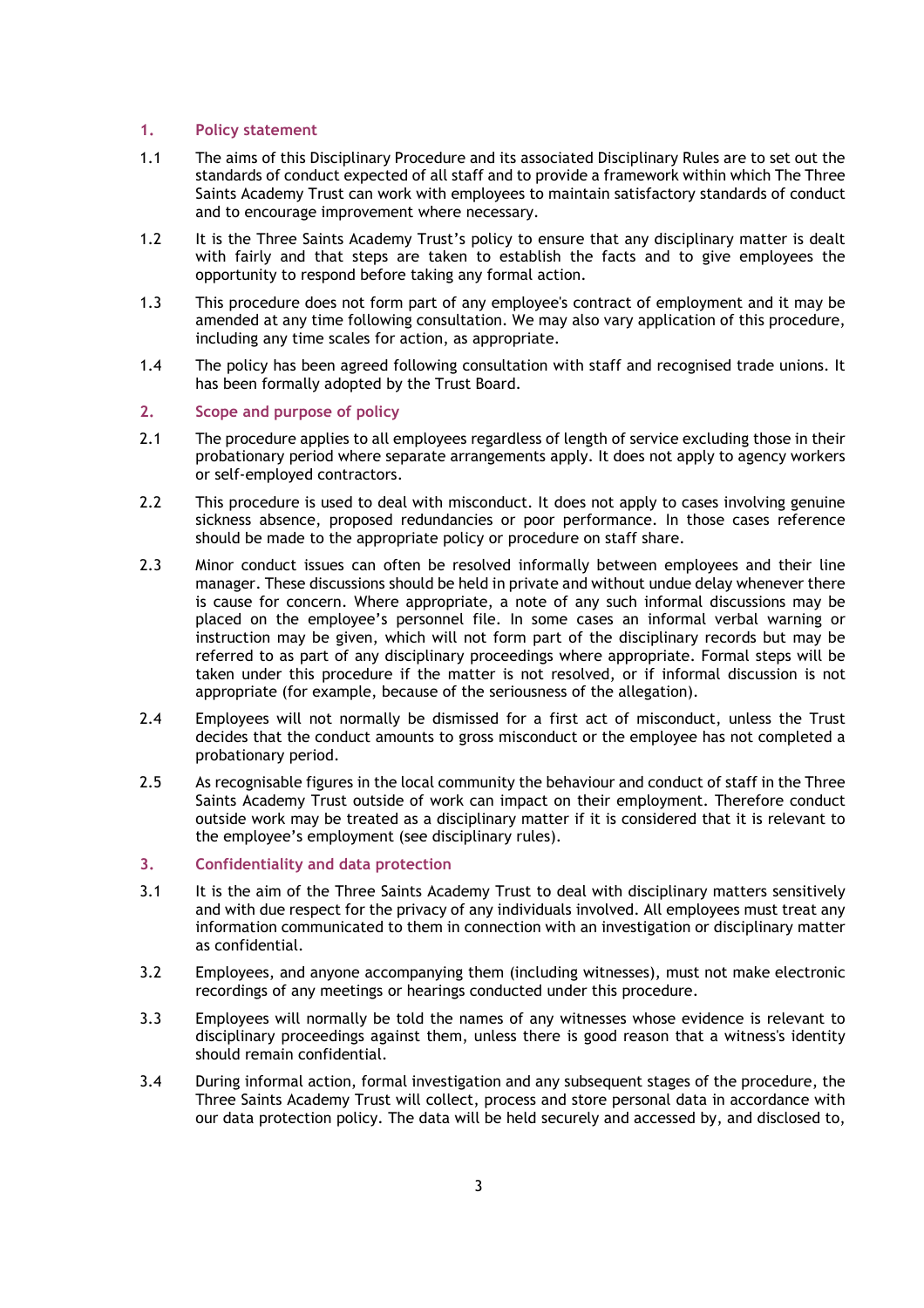## 1. Policy statement

1.1 The aims of this Disciplinary Procedure and its associated Disciplinary Rules are to set out the standards of conduct expected of all staff and to provide a framework within which The Three Saints Academy Trust can work with employees to maintain satisfactory standards of conduct and to encourage improvement where necessary.

1.2 It is the Three Saints Academy Trust's policy to ensure that any disciplinary matter is dealt with fairly and that steps are taken to establish the facts and to give employees the opportunity to respond before taking any formal action.

1.3 This procedure does not form part of any employee's contract of employment and it may be amended at any time following consultation. We may also vary application of this procedure, including any time scales for action, as appropriate.

1.4 The policy has been agreed following consultation with staff and recognised trade unions. It has been formally adopted by the Trust Board.

## 2. Scope and purpose of policy

2.1 The procedure applies to all employees regardless of length of service excluding those in their probationary period where separate arrangements apply. It does not apply to agency workers or self-employed contractors.

2.2 This procedure is used to deal with misconduct. It does not apply to cases involving genuine sickness absence, proposed redundancies or poor performance. In those cases reference should be made to the appropriate policy or procedure on staff share.

2.3 Minor conduct issues can often be resolved informally between employees and their line manager. These discussions should be held in private and without undue delay whenever there is cause for concern. Where appropriate, a note of any such informal discussions may be placed on the employee's personnel file. In some cases an informal verbal warning or instruction may be given, which will not form part of the disciplinary records but may be referred to as part of any disciplinary proceedings where appropriate. Formal steps will be taken under this procedure if the matter is not resolved, or if informal discussion is not appropriate (for example, because of the seriousness of the allegation).

2.4 Employees will not normally be dismissed for a first act of misconduct, unless the Trust decides that the conduct amounts to gross misconduct or the employee has not completed a probationary period.

2.5 As recognisable figures in the local community the behaviour and conduct of staff in the Three Saints Academy Trust outside of work can impact on their employment. Therefore conduct outside work may be treated as a disciplinary matter if it is considered that it is relevant to the employee's employment (see disciplinary rules).

## 3. Confidentiality and data protection

3.1 It is the aim of the Three Saints Academy Trust to deal with disciplinary matters sensitively and with due respect for the privacy of any individuals involved. All employees must treat any information communicated to them in connection with an investigation or disciplinary matter as confidential.

3.2 Employees, and anyone accompanying them (including witnesses), must not make electronic recordings of any meetings or hearings conducted under this procedure.

3.3 Employees will normally be told the names of any witnesses whose evidence is relevant to disciplinary proceedings against them, unless there is good reason that a witness's identity should remain confidential.

3.4 During informal action, formal investigation and any subsequent stages of the procedure, the Three Saints Academy Trust will collect, process and store personal data in accordance with our data protection policy. The data will be held securely and accessed by, and disclosed to,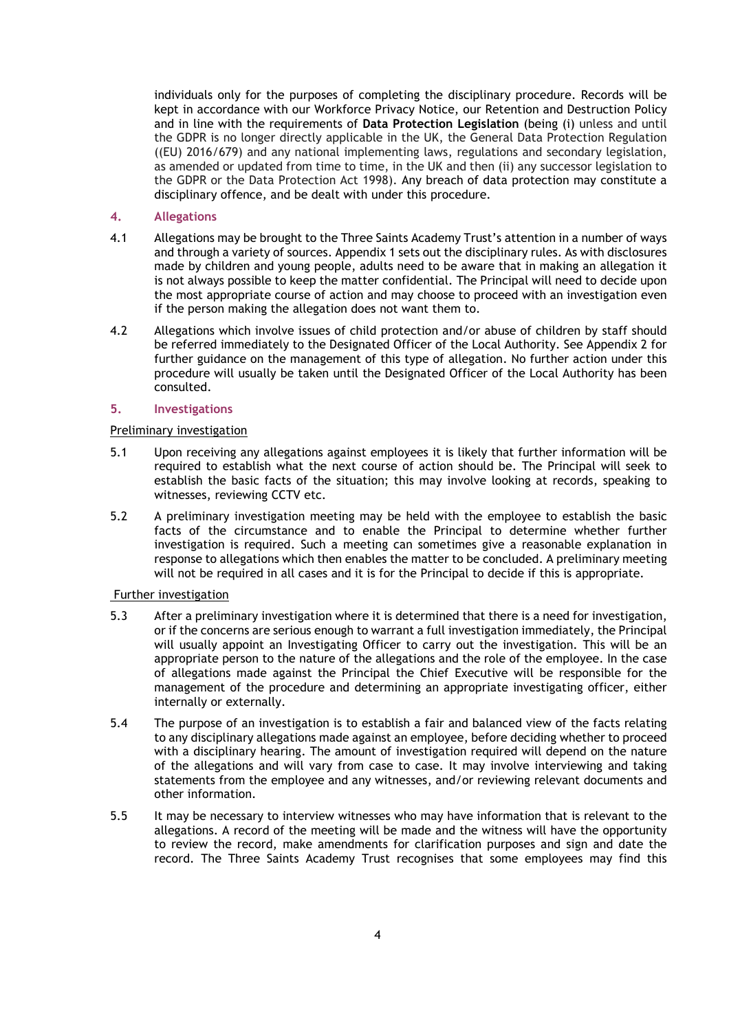individuals only for the purposes of completing the disciplinary procedure. Records will be kept in accordance with our Workforce Privacy Notice, our Retention and Destruction Policy and in line with the requirements of **Data Protection Legislation** (being (i) unless and until the GDPR is no longer directly applicable in the UK, the General Data Protection Regulation ((EU) 2016/679) and any national implementing laws, regulations and secondary legislation, as amended or updated from time to time, in the UK and then (ii) any successor legislation to the GDPR or the Data Protection Act 1998). Any breach of data protection may constitute a disciplinary offence, and be dealt with under this procedure.

## 4. Allegations

4.1 Allegations may be brought to the Three Saints Academy Trust's attention in a number of ways and through a variety of sources. Appendix 1 sets out the disciplinary rules. As with disclosures made by children and young people, adults need to be aware that in making an allegation it is not always possible to keep the matter confidential. The Principal will need to decide upon the most appropriate course of action and may choose to proceed with an investigation even if the person making the allegation does not want them to.

4.2 Allegations which involve issues of child protection and/or abuse of children by staff should be referred immediately to the Designated Officer of the Local Authority. See Appendix 2 for further guidance on the management of this type of allegation. No further action under this procedure will usually be taken until the Designated Officer of the Local Authority has been consulted.

## 5. Investigations

Preliminary investigation

5.1 Upon receiving any allegations against employees it is likely that further information will be required to establish what the next course of action should be. The Principal will seek to establish the basic facts of the situation; this may involve looking at records, speaking to witnesses, reviewing CCTV etc.

5.2 A preliminary investigation meeting may be held with the employee to establish the basic facts of the circumstance and to enable the Principal to determine whether further investigation is required. Such a meeting can sometimes give a reasonable explanation in response to allegations which then enables the matter to be concluded. A preliminary meeting will not be required in all cases and it is for the Principal to decide if this is appropriate.

Further investigation

5.3 After a preliminary investigation where it is determined that there is a need for investigation, or if the concerns are serious enough to warrant a full investigation immediately, the Principal will usually appoint an Investigating Officer to carry out the investigation. This will be an appropriate person to the nature of the allegations and the role of the employee. In the case of allegations made against the Principal the Chief Executive will be responsible for the management of the procedure and determining an appropriate investigating officer, either internally or externally.

5.4 The purpose of an investigation is to establish a fair and balanced view of the facts relating to any disciplinary allegations made against an employee, before deciding whether to proceed with a disciplinary hearing. The amount of investigation required will depend on the nature of the allegations and will vary from case to case. It may involve interviewing and taking statements from the employee and any witnesses, and/or reviewing relevant documents and other information.

5.5 It may be necessary to interview witnesses who may have information that is relevant to the allegations. A record of the meeting will be made and the witness will have the opportunity to review the record, make amendments for clarification purposes and sign and date the record. The Three Saints Academy Trust recognises that some employees may find this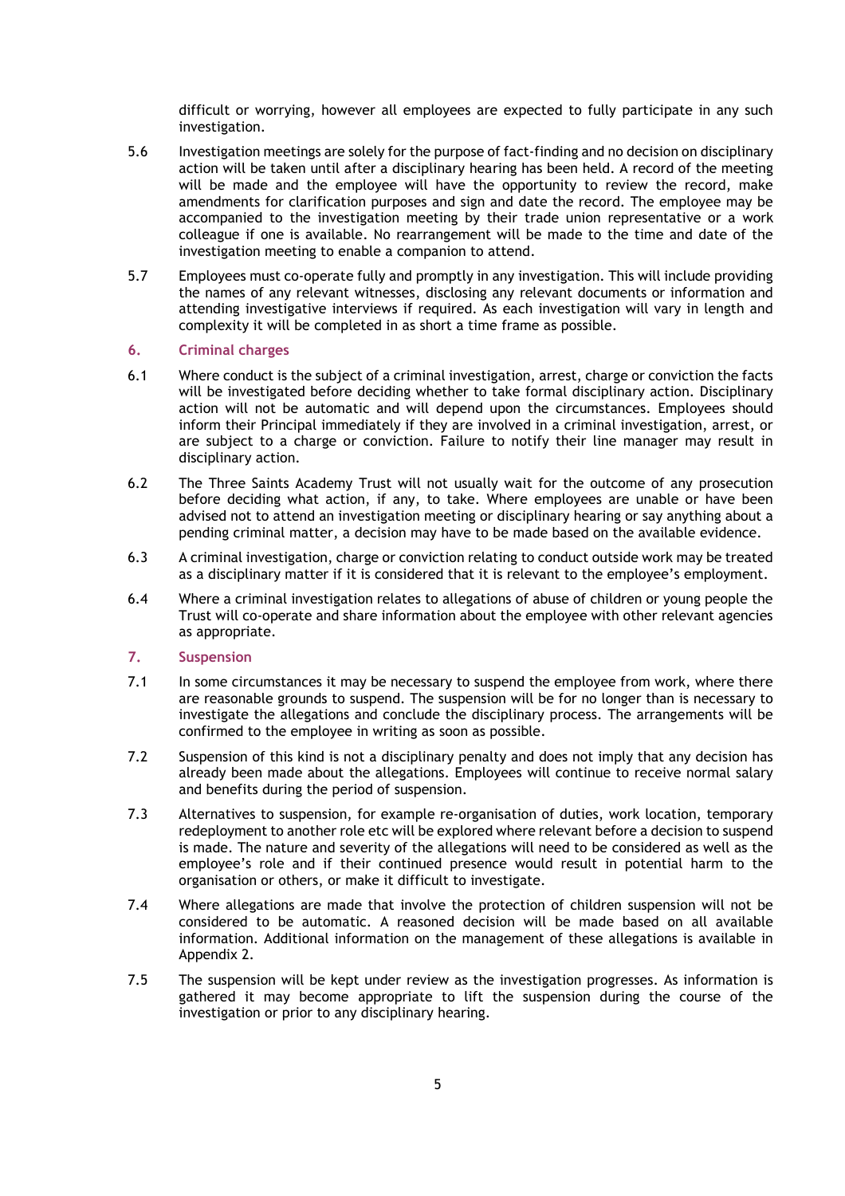difficult or worrying, however all employees are expected to fully participate in any such investigation.

5.6 Investigation meetings are solely for the purpose of fact-finding and no decision on disciplinary action will be taken until after a disciplinary hearing has been held. A record of the meeting will be made and the employee will have the opportunity to review the record, make amendments for clarification purposes and sign and date the record. The employee may be accompanied to the investigation meeting by their trade union representative or a work colleague if one is available. No rearrangement will be made to the time and date of the investigation meeting to enable a companion to attend.

5.7 Employees must co-operate fully and promptly in any investigation. This will include providing the names of any relevant witnesses, disclosing any relevant documents or information and attending investigative interviews if required. As each investigation will vary in length and complexity it will be completed in as short a time frame as possible.

## 6. Criminal charges

6.1 Where conduct is the subject of a criminal investigation, arrest, charge or conviction the facts will be investigated before deciding whether to take formal disciplinary action. Disciplinary action will not be automatic and will depend upon the circumstances. Employees should inform their Principal immediately if they are involved in a criminal investigation, arrest, or are subject to a charge or conviction. Failure to notify their line manager may result in disciplinary action.

6.2 The Three Saints Academy Trust will not usually wait for the outcome of any prosecution before deciding what action, if any, to take. Where employees are unable or have been advised not to attend an investigation meeting or disciplinary hearing or say anything about a pending criminal matter, a decision may have to be made based on the available evidence.

6.3 A criminal investigation, charge or conviction relating to conduct outside work may be treated as a disciplinary matter if it is considered that it is relevant to the employee's employment.

6.4 Where a criminal investigation relates to allegations of abuse of children or young people the Trust will co-operate and share information about the employee with other relevant agencies as appropriate.

## 7. Suspension

7.1 In some circumstances it may be necessary to suspend the employee from work, where there are reasonable grounds to suspend. The suspension will be for no longer than is necessary to investigate the allegations and conclude the disciplinary process. The arrangements will be confirmed to the employee in writing as soon as possible.

7.2 Suspension of this kind is not a disciplinary penalty and does not imply that any decision has already been made about the allegations. Employees will continue to receive normal salary and benefits during the period of suspension.

7.3 Alternatives to suspension, for example re-organisation of duties, work location, temporary redeployment to another role etc will be explored where relevant before a decision to suspend is made. The nature and severity of the allegations will need to be considered as well as the employee's role and if their continued presence would result in potential harm to the organisation or others, or make it difficult to investigate.

7.4 Where allegations are made that involve the protection of children suspension will not be considered to be automatic. A reasoned decision will be made based on all available information. Additional information on the management of these allegations is available in Appendix 2.

7.5 The suspension will be kept under review as the investigation progresses. As information is gathered it may become appropriate to lift the suspension during the course of the investigation or prior to any disciplinary hearing.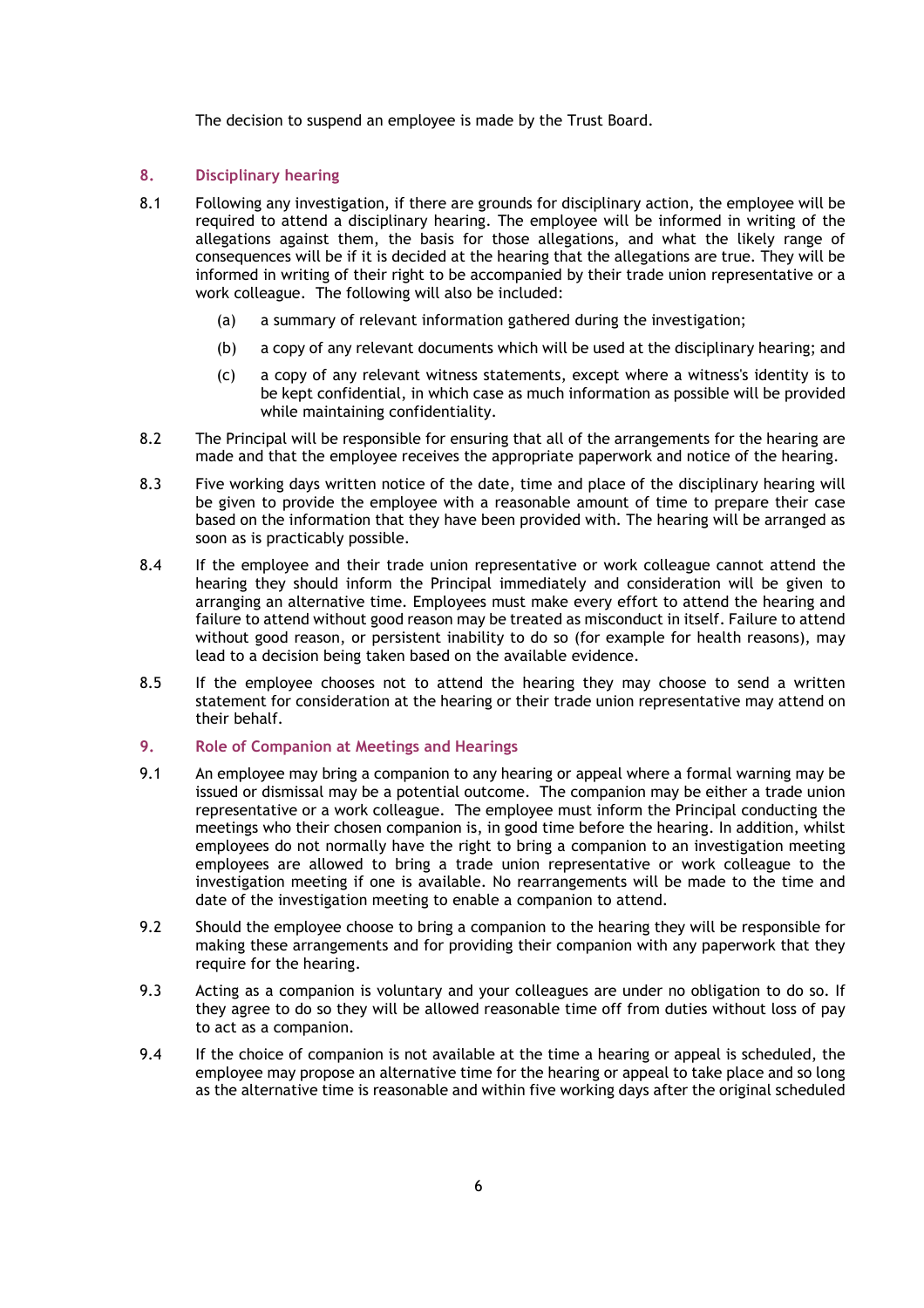The decision to suspend an employee is made by the Trust Board.

## 8. Disciplinary hearing

8.1 Following any investigation, if there are grounds for disciplinary action, the employee will be required to attend a disciplinary hearing. The employee will be informed in writing of the allegations against them, the basis for those allegations, and what the likely range of consequences will be if it is decided at the hearing that the allegations are true. They will be informed in writing of their right to be accompanied by their trade union representative or a work colleague. The following will also be included:

(a) a summary of relevant information gathered during the investigation;

(b) a copy of any relevant documents which will be used at the disciplinary hearing; and

(c) a copy of any relevant witness statements, except where a witness's identity is to be kept confidential, in which case as much information as possible will be provided while maintaining confidentiality.

8.2 The Principal will be responsible for ensuring that all of the arrangements for the hearing are made and that the employee receives the appropriate paperwork and notice of the hearing.

8.3 Five working days written notice of the date, time and place of the disciplinary hearing will be given to provide the employee with a reasonable amount of time to prepare their case based on the information that they have been provided with. The hearing will be arranged as soon as is practicably possible.

8.4 If the employee and their trade union representative or work colleague cannot attend the hearing they should inform the Principal immediately and consideration will be given to arranging an alternative time. Employees must make every effort to attend the hearing and failure to attend without good reason may be treated as misconduct in itself. Failure to attend without good reason, or persistent inability to do so (for example for health reasons), may lead to a decision being taken based on the available evidence.

8.5 If the employee chooses not to attend the hearing they may choose to send a written statement for consideration at the hearing or their trade union representative may attend on their behalf.

## 9. Role of Companion at Meetings and Hearings

9.1 An employee may bring a companion to any hearing or appeal where a formal warning may be issued or dismissal may be a potential outcome. The companion may be either a trade union representative or a work colleague. The employee must inform the Principal conducting the meetings who their chosen companion is, in good time before the hearing. In addition, whilst employees do not normally have the right to bring a companion to an investigation meeting employees are allowed to bring a trade union representative or work colleague to the investigation meeting if one is available. No rearrangements will be made to the time and date of the investigation meeting to enable a companion to attend.

9.2 Should the employee choose to bring a companion to the hearing they will be responsible for making these arrangements and for providing their companion with any paperwork that they require for the hearing.

9.3 Acting as a companion is voluntary and your colleagues are under no obligation to do so. If they agree to do so they will be allowed reasonable time off from duties without loss of pay to act as a companion.

9.4 If the choice of companion is not available at the time a hearing or appeal is scheduled, the employee may propose an alternative time for the hearing or appeal to take place and so long as the alternative time is reasonable and within five working days after the original scheduled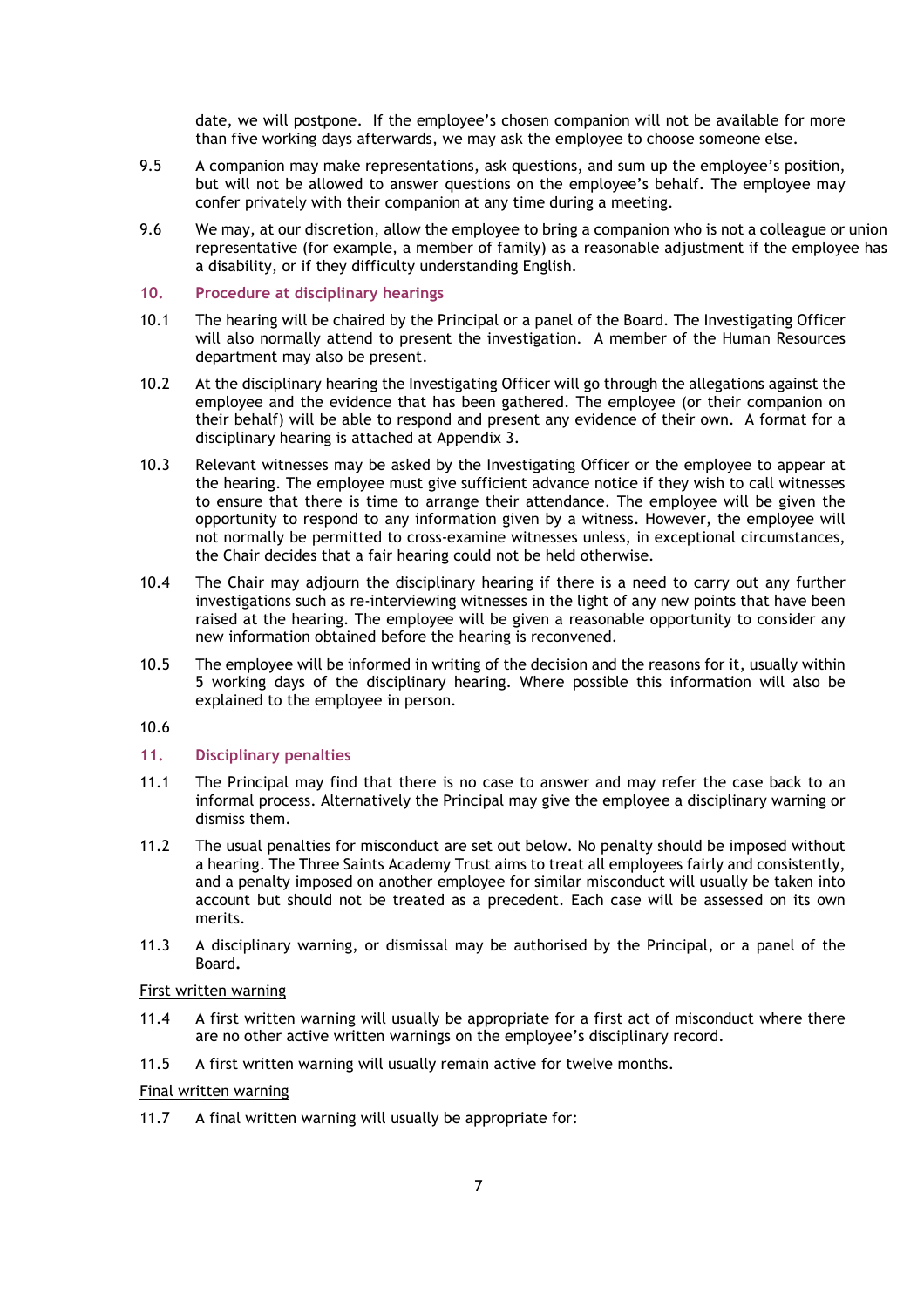date, we will postpone. If the employee's chosen companion will not be available for more than five working days afterwards, we may ask the employee to choose someone else.

9.5 A companion may make representations, ask questions, and sum up the employee's position, but will not be allowed to answer questions on the employee's behalf. The employee may confer privately with their companion at any time during a meeting.

9.6 We may, at our discretion, allow the employee to bring a companion who is not a colleague or union representative (for example, a member of family) as a reasonable adjustment if the employee has a disability, or if they difficulty understanding English.

## 10. Procedure at disciplinary hearings

10.1 The hearing will be chaired by the Principal or a panel of the Board. The Investigating Officer will also normally attend to present the investigation. A member of the Human Resources department may also be present.

10.2 At the disciplinary hearing the Investigating Officer will go through the allegations against the employee and the evidence that has been gathered. The employee (or their companion on their behalf) will be able to respond and present any evidence of their own. A format for a disciplinary hearing is attached at Appendix 3.

10.3 Relevant witnesses may be asked by the Investigating Officer or the employee to appear at the hearing. The employee must give sufficient advance notice if they wish to call witnesses to ensure that there is time to arrange their attendance. The employee will be given the opportunity to respond to any information given by a witness. However, the employee will not normally be permitted to cross-examine witnesses unless, in exceptional circumstances, the Chair decides that a fair hearing could not be held otherwise.

10.4 The Chair may adjourn the disciplinary hearing if there is a need to carry out any further investigations such as re-interviewing witnesses in the light of any new points that have been raised at the hearing. The employee will be given a reasonable opportunity to consider any new information obtained before the hearing is reconvened.

10.5 The employee will be informed in writing of the decision and the reasons for it, usually within 5 working days of the disciplinary hearing. Where possible this information will also be explained to the employee in person.

10.6

## 11. Disciplinary penalties

11.1 The Principal may find that there is no case to answer and may refer the case back to an informal process. Alternatively the Principal may give the employee a disciplinary warning or dismiss them.

11.2 The usual penalties for misconduct are set out below. No penalty should be imposed without a hearing. The Three Saints Academy Trust aims to treat all employees fairly and consistently, and a penalty imposed on another employee for similar misconduct will usually be taken into account but should not be treated as a precedent. Each case will be assessed on its own merits.

11.3 A disciplinary warning, or dismissal may be authorised by the Principal, or a panel of the Board**.**

<u>First written warning</u>

11.4 A first written warning will usually be appropriate for a first act of misconduct where there are no other active written warnings on the employee's disciplinary record.

11.5 A first written warning will usually remain active for twelve months.

<u>Final written warning</u>

11.7 A final written warning will usually be appropriate for: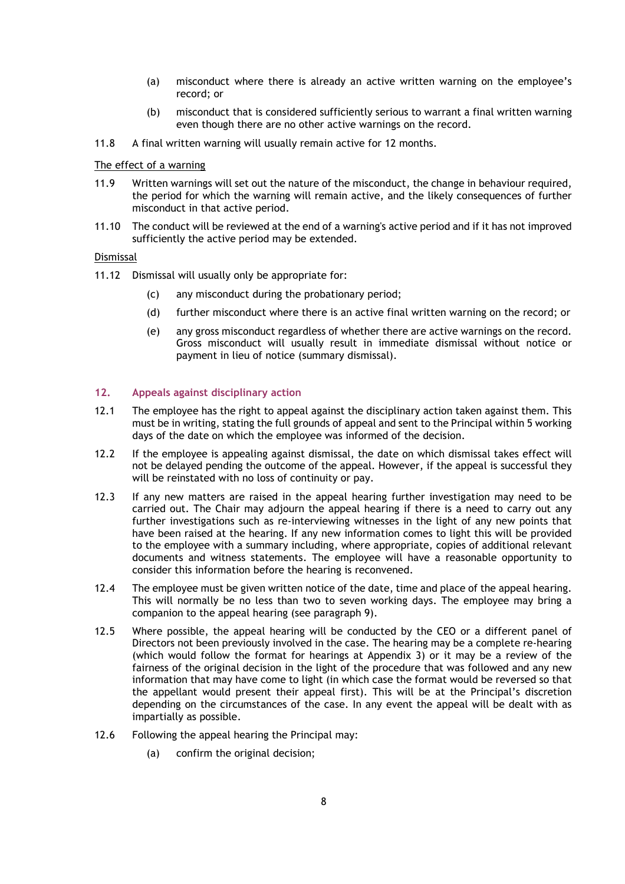(a) misconduct where there is already an active written warning on the employee's record; or

(b) misconduct that is considered sufficiently serious to warrant a final written warning even though there are no other active warnings on the record.

11.8 A final written warning will usually remain active for 12 months.

<u>The effect of a warning</u>

11.9 Written warnings will set out the nature of the misconduct, the change in behaviour required, the period for which the warning will remain active, and the likely consequences of further misconduct in that active period.

11.10 The conduct will be reviewed at the end of a warning's active period and if it has not improved sufficiently the active period may be extended.

<u>Dismissal</u>

11.12 Dismissal will usually only be appropriate for:

(c) any misconduct during the probationary period;

(d) further misconduct where there is an active final written warning on the record; or

(e) any gross misconduct regardless of whether there are active warnings on the record. Gross misconduct will usually result in immediate dismissal without notice or payment in lieu of notice (summary dismissal).

## 12. Appeals against disciplinary action

12.1 The employee has the right to appeal against the disciplinary action taken against them. This must be in writing, stating the full grounds of appeal and sent to the Principal within 5 working days of the date on which the employee was informed of the decision.

12.2 If the employee is appealing against dismissal, the date on which dismissal takes effect will not be delayed pending the outcome of the appeal. However, if the appeal is successful they will be reinstated with no loss of continuity or pay.

12.3 If any new matters are raised in the appeal hearing further investigation may need to be carried out. The Chair may adjourn the appeal hearing if there is a need to carry out any further investigations such as re-interviewing witnesses in the light of any new points that have been raised at the hearing. If any new information comes to light this will be provided to the employee with a summary including, where appropriate, copies of additional relevant documents and witness statements. The employee will have a reasonable opportunity to consider this information before the hearing is reconvened.

12.4 The employee must be given written notice of the date, time and place of the appeal hearing. This will normally be no less than two to seven working days. The employee may bring a companion to the appeal hearing (see paragraph 9).

12.5 Where possible, the appeal hearing will be conducted by the CEO or a different panel of Directors not been previously involved in the case. The hearing may be a complete re-hearing (which would follow the format for hearings at Appendix 3) or it may be a review of the fairness of the original decision in the light of the procedure that was followed and any new information that may have come to light (in which case the format would be reversed so that the appellant would present their appeal first). This will be at the Principal's discretion depending on the circumstances of the case. In any event the appeal will be dealt with as impartially as possible.

12.6 Following the appeal hearing the Principal may:

(a) confirm the original decision;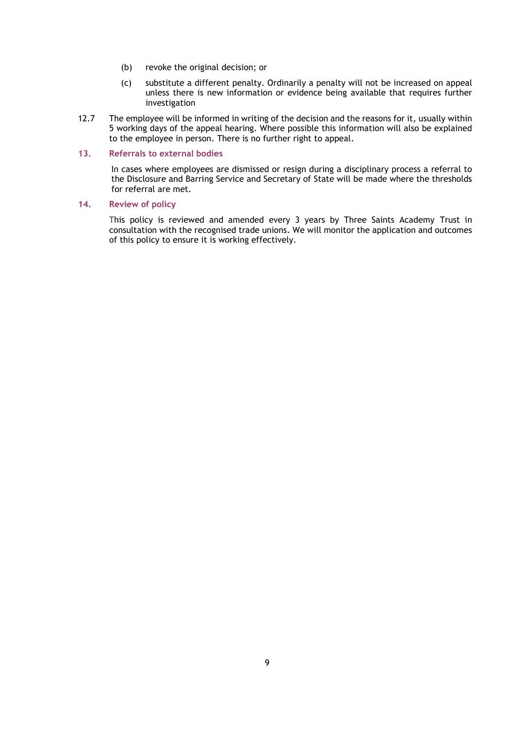(b) revoke the original decision; or

(c) substitute a different penalty. Ordinarily a penalty will not be increased on appeal unless there is new information or evidence being available that requires further investigation

12.7 The employee will be informed in writing of the decision and the reasons for it, usually within 5 working days of the appeal hearing. Where possible this information will also be explained to the employee in person. There is no further right to appeal.

## 13. Referrals to external bodies

In cases where employees are dismissed or resign during a disciplinary process a referral to the Disclosure and Barring Service and Secretary of State will be made where the thresholds for referral are met.

## 14. Review of policy

This policy is reviewed and amended every 3 years by Three Saints Academy Trust in consultation with the recognised trade unions. We will monitor the application and outcomes of this policy to ensure it is working effectively.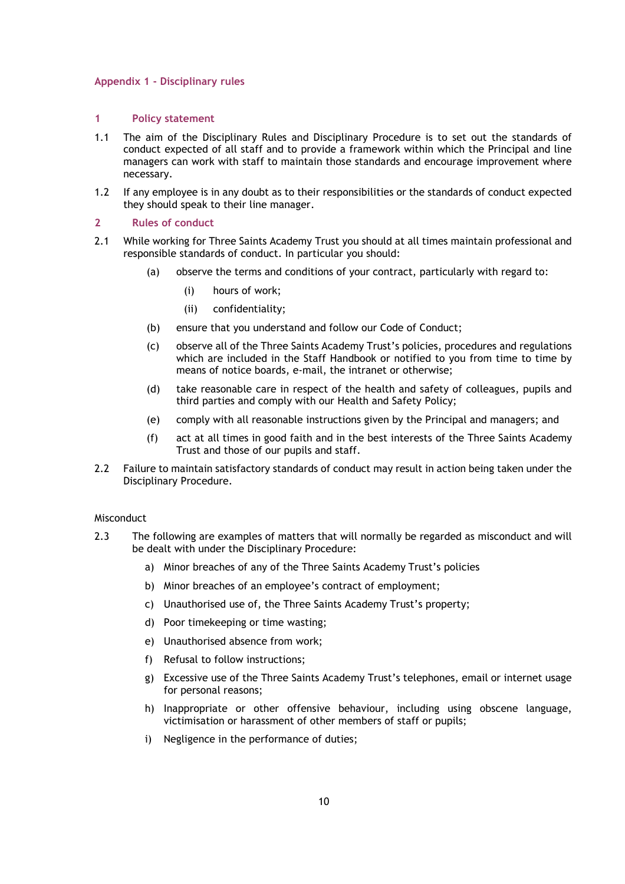## Appendix 1 - Disciplinary rules

### 1 Policy statement

1.1 The aim of the Disciplinary Rules and Disciplinary Procedure is to set out the standards of conduct expected of all staff and to provide a framework within which the Principal and line managers can work with staff to maintain those standards and encourage improvement where necessary.

1.2 If any employee is in any doubt as to their responsibilities or the standards of conduct expected they should speak to their line manager.

### 2 Rules of conduct

2.1 While working for Three Saints Academy Trust you should at all times maintain professional and responsible standards of conduct. In particular you should:

- (a) observe the terms and conditions of your contract, particularly with regard to:
  - (i) hours of work;
  - (ii) confidentiality;
- (b) ensure that you understand and follow our Code of Conduct;
- (c) observe all of the Three Saints Academy Trust's policies, procedures and regulations which are included in the Staff Handbook or notified to you from time to time by means of notice boards, e-mail, the intranet or otherwise;
- (d) take reasonable care in respect of the health and safety of colleagues, pupils and third parties and comply with our Health and Safety Policy;
- (e) comply with all reasonable instructions given by the Principal and managers; and
- (f) act at all times in good faith and in the best interests of the Three Saints Academy Trust and those of our pupils and staff.

2.2 Failure to maintain satisfactory standards of conduct may result in action being taken under the Disciplinary Procedure.

Misconduct

2.3 The following are examples of matters that will normally be regarded as misconduct and will be dealt with under the Disciplinary Procedure:

- a) Minor breaches of any of the Three Saints Academy Trust's policies
- b) Minor breaches of an employee's contract of employment;
- c) Unauthorised use of, the Three Saints Academy Trust's property;
- d) Poor timekeeping or time wasting;
- e) Unauthorised absence from work;
- f) Refusal to follow instructions;
- g) Excessive use of the Three Saints Academy Trust's telephones, email or internet usage for personal reasons;
- h) Inappropriate or other offensive behaviour, including using obscene language, victimisation or harassment of other members of staff or pupils;
- i) Negligence in the performance of duties;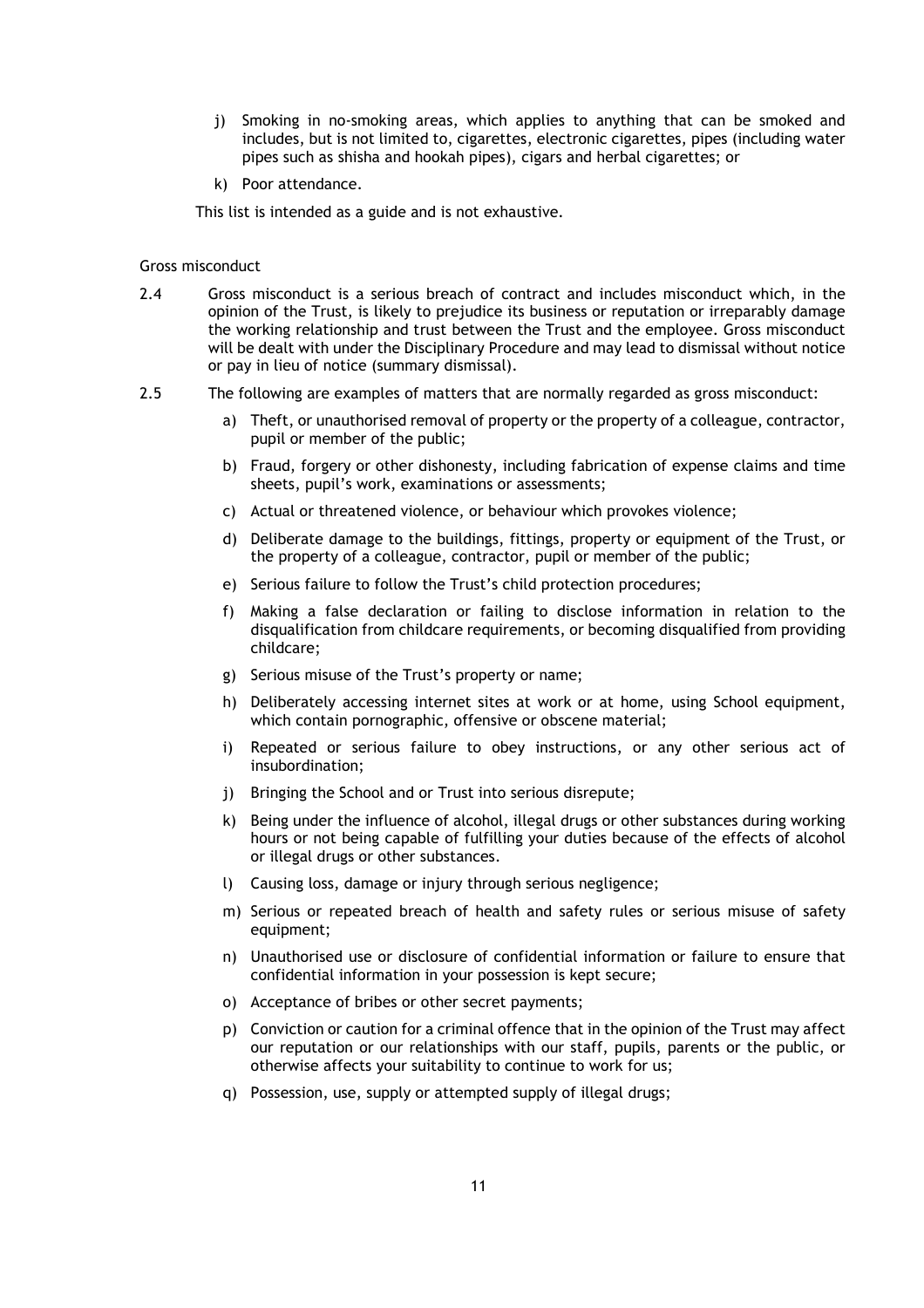j) Smoking in no-smoking areas, which applies to anything that can be smoked and includes, but is not limited to, cigarettes, electronic cigarettes, pipes (including water pipes such as shisha and hookah pipes), cigars and herbal cigarettes; or

k) Poor attendance.

This list is intended as a guide and is not exhaustive.

Gross misconduct

2.4 Gross misconduct is a serious breach of contract and includes misconduct which, in the opinion of the Trust, is likely to prejudice its business or reputation or irreparably damage the working relationship and trust between the Trust and the employee. Gross misconduct will be dealt with under the Disciplinary Procedure and may lead to dismissal without notice or pay in lieu of notice (summary dismissal).

2.5 The following are examples of matters that are normally regarded as gross misconduct:

a) Theft, or unauthorised removal of property or the property of a colleague, contractor, pupil or member of the public;

b) Fraud, forgery or other dishonesty, including fabrication of expense claims and time sheets, pupil's work, examinations or assessments;

c) Actual or threatened violence, or behaviour which provokes violence;

d) Deliberate damage to the buildings, fittings, property or equipment of the Trust, or the property of a colleague, contractor, pupil or member of the public;

e) Serious failure to follow the Trust's child protection procedures;

f) Making a false declaration or failing to disclose information in relation to the disqualification from childcare requirements, or becoming disqualified from providing childcare;

g) Serious misuse of the Trust's property or name;

h) Deliberately accessing internet sites at work or at home, using School equipment, which contain pornographic, offensive or obscene material;

i) Repeated or serious failure to obey instructions, or any other serious act of insubordination;

j) Bringing the School and or Trust into serious disrepute;

k) Being under the influence of alcohol, illegal drugs or other substances during working hours or not being capable of fulfilling your duties because of the effects of alcohol or illegal drugs or other substances.

l) Causing loss, damage or injury through serious negligence;

m) Serious or repeated breach of health and safety rules or serious misuse of safety equipment;

n) Unauthorised use or disclosure of confidential information or failure to ensure that confidential information in your possession is kept secure;

o) Acceptance of bribes or other secret payments;

p) Conviction or caution for a criminal offence that in the opinion of the Trust may affect our reputation or our relationships with our staff, pupils, parents or the public, or otherwise affects your suitability to continue to work for us;

q) Possession, use, supply or attempted supply of illegal drugs;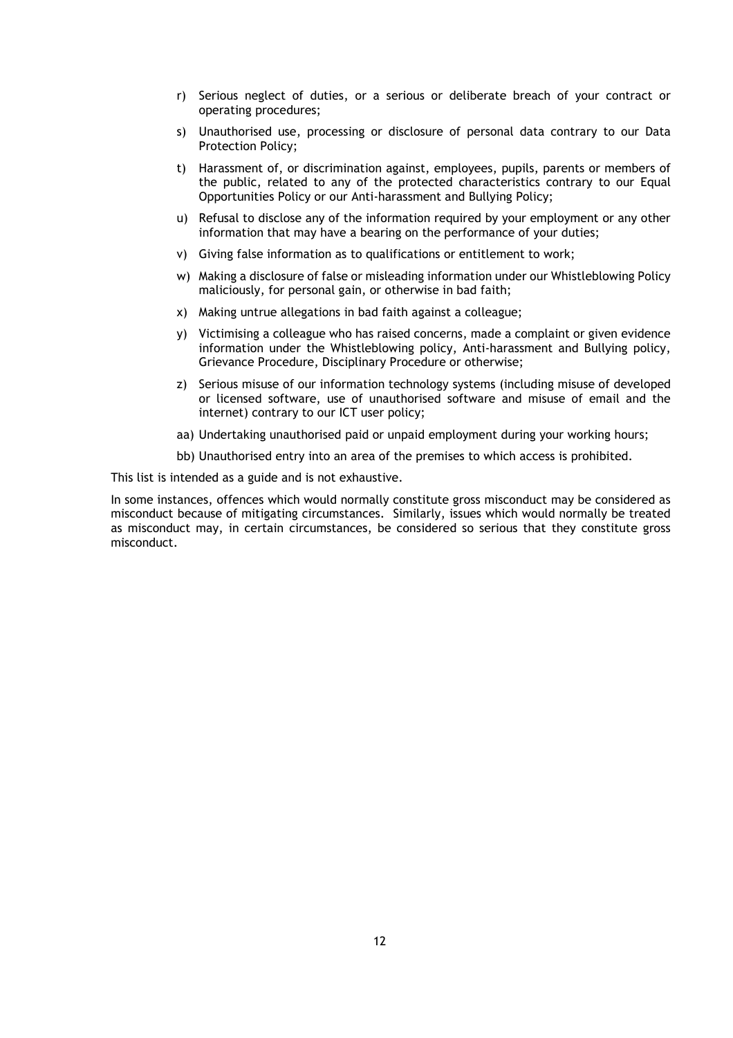r) Serious neglect of duties, or a serious or deliberate breach of your contract or operating procedures;

s) Unauthorised use, processing or disclosure of personal data contrary to our Data Protection Policy;

t) Harassment of, or discrimination against, employees, pupils, parents or members of the public, related to any of the protected characteristics contrary to our Equal Opportunities Policy or our Anti-harassment and Bullying Policy;

u) Refusal to disclose any of the information required by your employment or any other information that may have a bearing on the performance of your duties;

v) Giving false information as to qualifications or entitlement to work;

w) Making a disclosure of false or misleading information under our Whistleblowing Policy maliciously, for personal gain, or otherwise in bad faith;

x) Making untrue allegations in bad faith against a colleague;

y) Victimising a colleague who has raised concerns, made a complaint or given evidence information under the Whistleblowing policy, Anti-harassment and Bullying policy, Grievance Procedure, Disciplinary Procedure or otherwise;

z) Serious misuse of our information technology systems (including misuse of developed or licensed software, use of unauthorised software and misuse of email and the internet) contrary to our ICT user policy;

aa) Undertaking unauthorised paid or unpaid employment during your working hours;

bb) Unauthorised entry into an area of the premises to which access is prohibited.

This list is intended as a guide and is not exhaustive.

In some instances, offences which would normally constitute gross misconduct may be considered as misconduct because of mitigating circumstances. Similarly, issues which would normally be treated as misconduct may, in certain circumstances, be considered so serious that they constitute gross misconduct.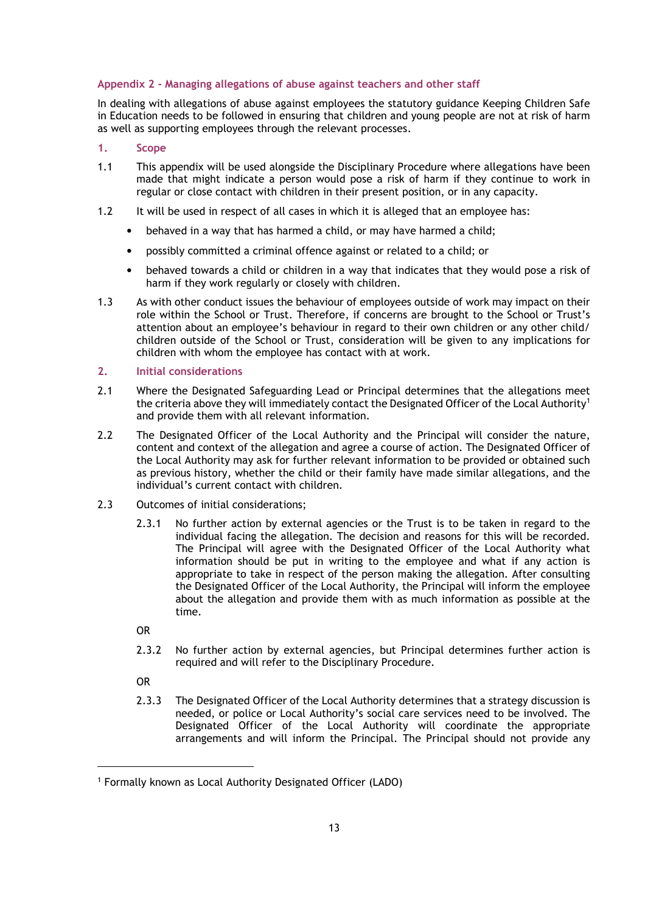## Appendix 2 - Managing allegations of abuse against teachers and other staff

In dealing with allegations of abuse against employees the statutory guidance Keeping Children Safe in Education needs to be followed in ensuring that children and young people are not at risk of harm as well as supporting employees through the relevant processes.

### 1. Scope

1.1 This appendix will be used alongside the Disciplinary Procedure where allegations have been made that might indicate a person would pose a risk of harm if they continue to work in regular or close contact with children in their present position, or in any capacity.

1.2 It will be used in respect of all cases in which it is alleged that an employee has:

- behaved in a way that has harmed a child, or may have harmed a child;
- possibly committed a criminal offence against or related to a child; or
- behaved towards a child or children in a way that indicates that they would pose a risk of harm if they work regularly or closely with children.

1.3 As with other conduct issues the behaviour of employees outside of work may impact on their role within the School or Trust. Therefore, if concerns are brought to the School or Trust's attention about an employee's behaviour in regard to their own children or any other child/ children outside of the School or Trust, consideration will be given to any implications for children with whom the employee has contact with at work.

### 2. Initial considerations

2.1 Where the Designated Safeguarding Lead or Principal determines that the allegations meet the criteria above they will immediately contact the Designated Officer of the Local Authority[1] and provide them with all relevant information.

2.2 The Designated Officer of the Local Authority and the Principal will consider the nature, content and context of the allegation and agree a course of action. The Designated Officer of the Local Authority may ask for further relevant information to be provided or obtained such as previous history, whether the child or their family have made similar allegations, and the individual's current contact with children.

2.3 Outcomes of initial considerations;

2.3.1 No further action by external agencies or the Trust is to be taken in regard to the individual facing the allegation. The decision and reasons for this will be recorded. The Principal will agree with the Designated Officer of the Local Authority what information should be put in writing to the employee and what if any action is appropriate to take in respect of the person making the allegation. After consulting the Designated Officer of the Local Authority, the Principal will inform the employee about the allegation and provide them with as much information as possible at the time.

OR

2.3.2 No further action by external agencies, but Principal determines further action is required and will refer to the Disciplinary Procedure.

OR

2.3.3 The Designated Officer of the Local Authority determines that a strategy discussion is needed, or police or Local Authority's social care services need to be involved. The Designated Officer of the Local Authority will coordinate the appropriate arrangements and will inform the Principal. The Principal should not provide any

---

[1] Formally known as Local Authority Designated Officer (LADO)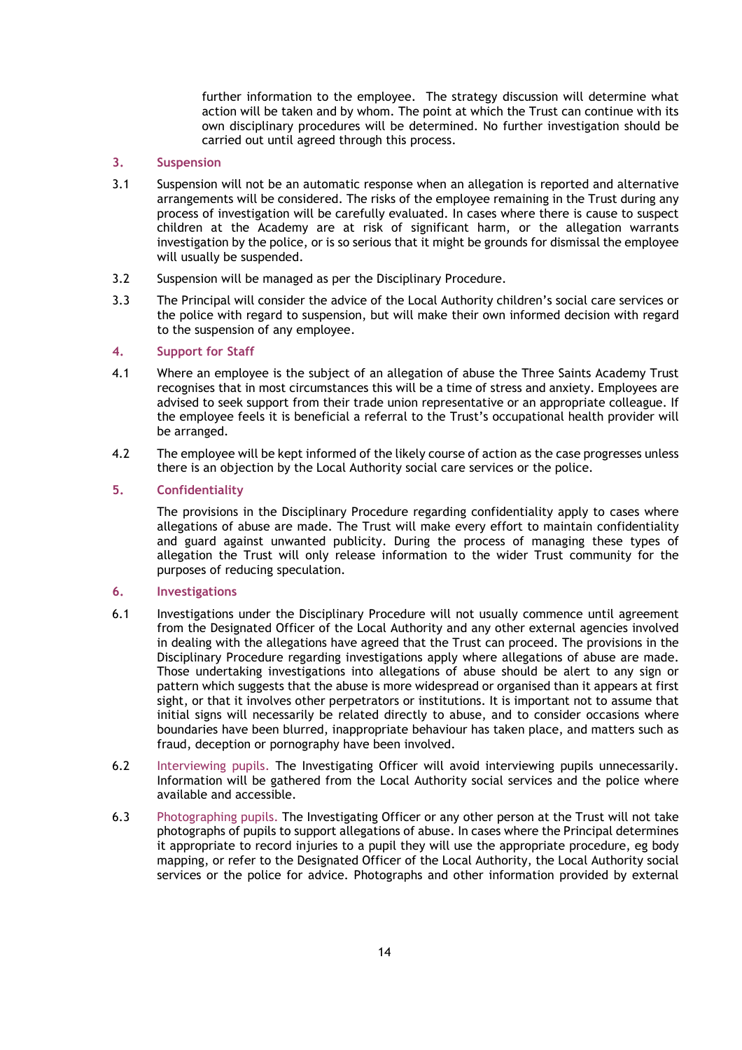further information to the employee. The strategy discussion will determine what action will be taken and by whom. The point at which the Trust can continue with its own disciplinary procedures will be determined. No further investigation should be carried out until agreed through this process.

## 3. Suspension

3.1 Suspension will not be an automatic response when an allegation is reported and alternative arrangements will be considered. The risks of the employee remaining in the Trust during any process of investigation will be carefully evaluated. In cases where there is cause to suspect children at the Academy are at risk of significant harm, or the allegation warrants investigation by the police, or is so serious that it might be grounds for dismissal the employee will usually be suspended.

3.2 Suspension will be managed as per the Disciplinary Procedure.

3.3 The Principal will consider the advice of the Local Authority children's social care services or the police with regard to suspension, but will make their own informed decision with regard to the suspension of any employee.

## 4. Support for Staff

4.1 Where an employee is the subject of an allegation of abuse the Three Saints Academy Trust recognises that in most circumstances this will be a time of stress and anxiety. Employees are advised to seek support from their trade union representative or an appropriate colleague. If the employee feels it is beneficial a referral to the Trust's occupational health provider will be arranged.

4.2 The employee will be kept informed of the likely course of action as the case progresses unless there is an objection by the Local Authority social care services or the police.

## 5. Confidentiality

The provisions in the Disciplinary Procedure regarding confidentiality apply to cases where allegations of abuse are made. The Trust will make every effort to maintain confidentiality and guard against unwanted publicity. During the process of managing these types of allegation the Trust will only release information to the wider Trust community for the purposes of reducing speculation.

## 6. Investigations

6.1 Investigations under the Disciplinary Procedure will not usually commence until agreement from the Designated Officer of the Local Authority and any other external agencies involved in dealing with the allegations have agreed that the Trust can proceed. The provisions in the Disciplinary Procedure regarding investigations apply where allegations of abuse are made. Those undertaking investigations into allegations of abuse should be alert to any sign or pattern which suggests that the abuse is more widespread or organised than it appears at first sight, or that it involves other perpetrators or institutions. It is important not to assume that initial signs will necessarily be related directly to abuse, and to consider occasions where boundaries have been blurred, inappropriate behaviour has taken place, and matters such as fraud, deception or pornography have been involved.

6.2 Interviewing pupils. The Investigating Officer will avoid interviewing pupils unnecessarily. Information will be gathered from the Local Authority social services and the police where available and accessible.

6.3 Photographing pupils. The Investigating Officer or any other person at the Trust will not take photographs of pupils to support allegations of abuse. In cases where the Principal determines it appropriate to record injuries to a pupil they will use the appropriate procedure, eg body mapping, or refer to the Designated Officer of the Local Authority, the Local Authority social services or the police for advice. Photographs and other information provided by external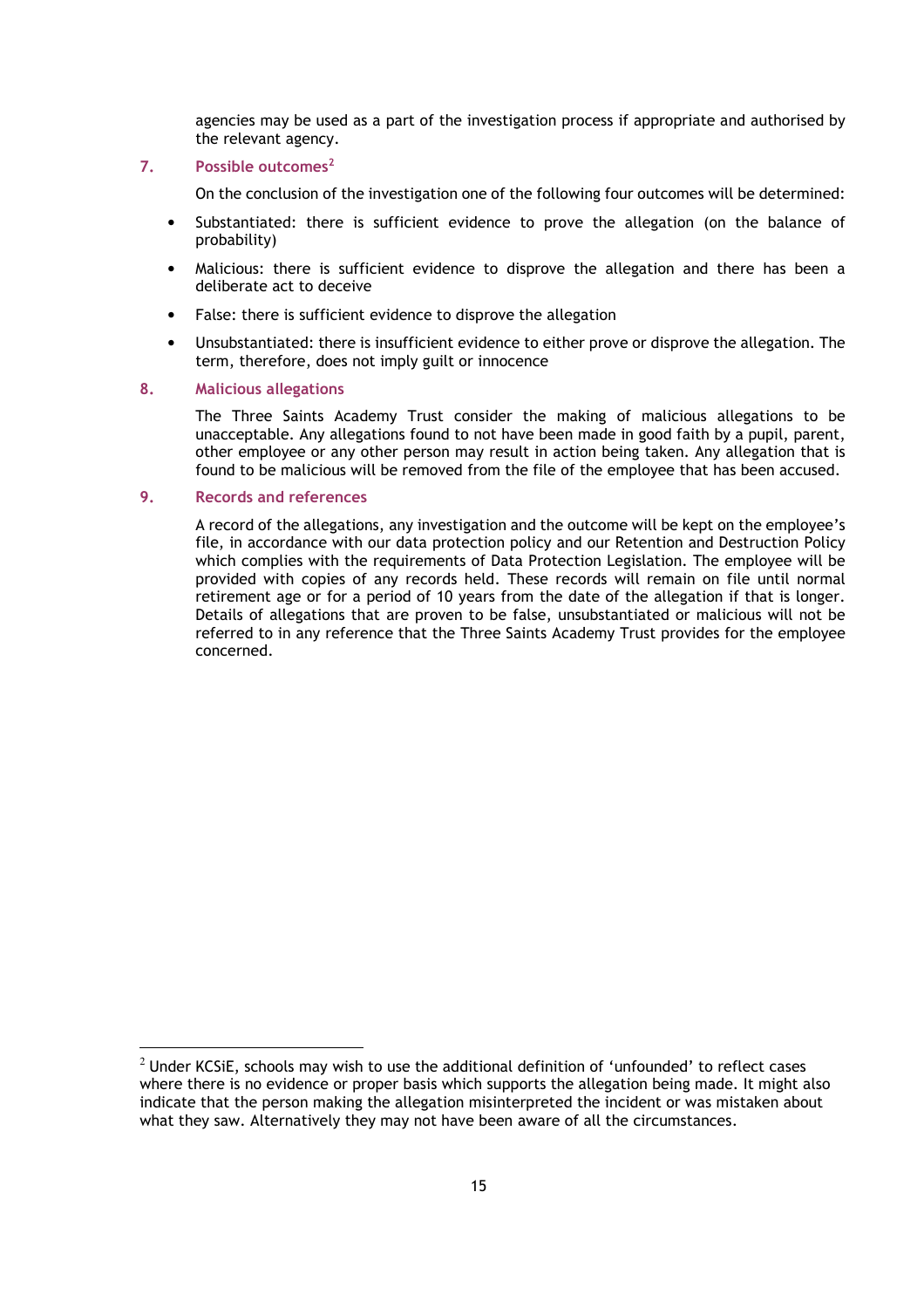agencies may be used as a part of the investigation process if appropriate and authorised by the relevant agency.

## 7. Possible outcomes[2]

On the conclusion of the investigation one of the following four outcomes will be determined:

- Substantiated: there is sufficient evidence to prove the allegation (on the balance of probability)
- Malicious: there is sufficient evidence to disprove the allegation and there has been a deliberate act to deceive
- False: there is sufficient evidence to disprove the allegation
- Unsubstantiated: there is insufficient evidence to either prove or disprove the allegation. The term, therefore, does not imply guilt or innocence

## 8. Malicious allegations

The Three Saints Academy Trust consider the making of malicious allegations to be unacceptable. Any allegations found to not have been made in good faith by a pupil, parent, other employee or any other person may result in action being taken. Any allegation that is found to be malicious will be removed from the file of the employee that has been accused.

## 9. Records and references

A record of the allegations, any investigation and the outcome will be kept on the employee's file, in accordance with our data protection policy and our Retention and Destruction Policy which complies with the requirements of Data Protection Legislation. The employee will be provided with copies of any records held. These records will remain on file until normal retirement age or for a period of 10 years from the date of the allegation if that is longer. Details of allegations that are proven to be false, unsubstantiated or malicious will not be referred to in any reference that the Three Saints Academy Trust provides for the employee concerned.

---

[2] Under KCSiE, schools may wish to use the additional definition of 'unfounded' to reflect cases where there is no evidence or proper basis which supports the allegation being made. It might also indicate that the person making the allegation misinterpreted the incident or was mistaken about what they saw. Alternatively they may not have been aware of all the circumstances.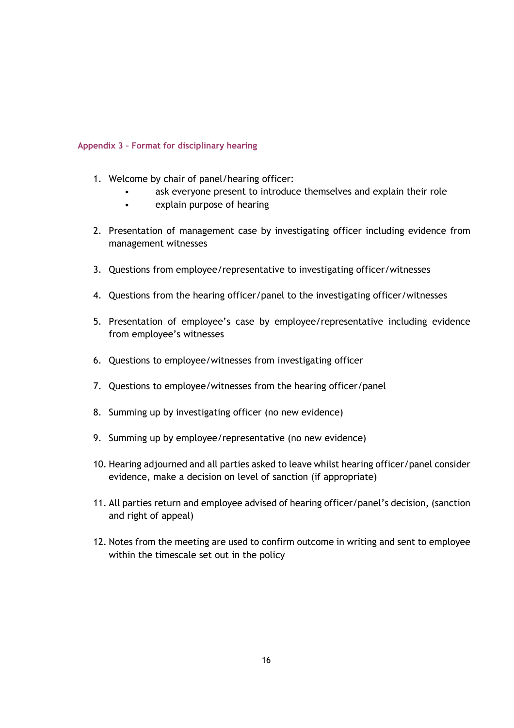### Appendix 3 – Format for disciplinary hearing

1. Welcome by chair of panel/hearing officer:
   - ask everyone present to introduce themselves and explain their role
   - explain purpose of hearing

2. Presentation of management case by investigating officer including evidence from management witnesses

3. Questions from employee/representative to investigating officer/witnesses

4. Questions from the hearing officer/panel to the investigating officer/witnesses

5. Presentation of employee's case by employee/representative including evidence from employee's witnesses

6. Questions to employee/witnesses from investigating officer

7. Questions to employee/witnesses from the hearing officer/panel

8. Summing up by investigating officer (no new evidence)

9. Summing up by employee/representative (no new evidence)

10. Hearing adjourned and all parties asked to leave whilst hearing officer/panel consider evidence, make a decision on level of sanction (if appropriate)

11. All parties return and employee advised of hearing officer/panel's decision, (sanction and right of appeal)

12. Notes from the meeting are used to confirm outcome in writing and sent to employee within the timescale set out in the policy